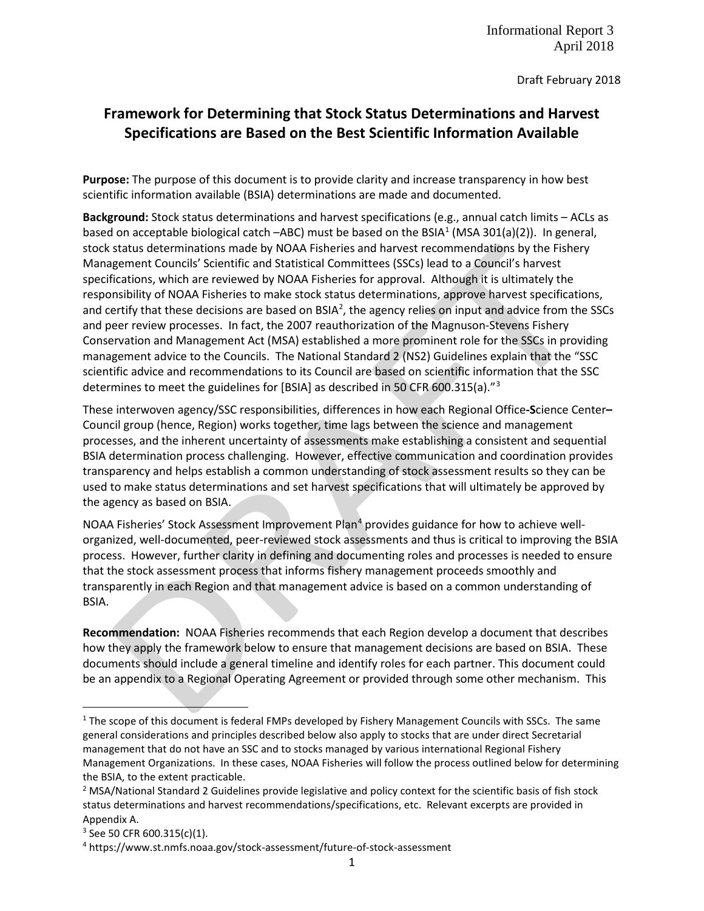Informational Report 3
April 2018

Draft February 2018

# Framework for Determining that Stock Status Determinations and Harvest Specifications are Based on the Best Scientific Information Available

**Purpose:** The purpose of this document is to provide clarity and increase transparency in how best scientific information available (BSIA) determinations are made and documented.

**Background:** Stock status determinations and harvest specifications (e.g., annual catch limits – ACLs as based on acceptable biological catch –ABC) must be based on the BSIA[1] (MSA 301(a)(2)). In general, stock status determinations made by NOAA Fisheries and harvest recommendations by the Fishery Management Councils' Scientific and Statistical Committees (SSCs) lead to a Council's harvest specifications, which are reviewed by NOAA Fisheries for approval. Although it is ultimately the responsibility of NOAA Fisheries to make stock status determinations, approve harvest specifications, and certify that these decisions are based on BSIA[2], the agency relies on input and advice from the SSCs and peer review processes. In fact, the 2007 reauthorization of the Magnuson-Stevens Fishery Conservation and Management Act (MSA) established a more prominent role for the SSCs in providing management advice to the Councils. The National Standard 2 (NS2) Guidelines explain that the "SSC scientific advice and recommendations to its Council are based on scientific information that the SSC determines to meet the guidelines for [BSIA] as described in 50 CFR 600.315(a)."[3]

These interwoven agency/SSC responsibilities, differences in how each Regional Office**-S**cience Center**–**Council group (hence, Region) works together, time lags between the science and management processes, and the inherent uncertainty of assessments make establishing a consistent and sequential BSIA determination process challenging. However, effective communication and coordination provides transparency and helps establish a common understanding of stock assessment results so they can be used to make status determinations and set harvest specifications that will ultimately be approved by the agency as based on BSIA.

NOAA Fisheries' Stock Assessment Improvement Plan[4] provides guidance for how to achieve well-organized, well-documented, peer-reviewed stock assessments and thus is critical to improving the BSIA process. However, further clarity in defining and documenting roles and processes is needed to ensure that the stock assessment process that informs fishery management proceeds smoothly and transparently in each Region and that management advice is based on a common understanding of BSIA.

**Recommendation:** NOAA Fisheries recommends that each Region develop a document that describes how they apply the framework below to ensure that management decisions are based on BSIA. These documents should include a general timeline and identify roles for each partner. This document could be an appendix to a Regional Operating Agreement or provided through some other mechanism. This

---

[1] The scope of this document is federal FMPs developed by Fishery Management Councils with SSCs. The same general considerations and principles described below also apply to stocks that are under direct Secretarial management that do not have an SSC and to stocks managed by various international Regional Fishery Management Organizations. In these cases, NOAA Fisheries will follow the process outlined below for determining the BSIA, to the extent practicable.

[2] MSA/National Standard 2 Guidelines provide legislative and policy context for the scientific basis of fish stock status determinations and harvest recommendations/specifications, etc. Relevant excerpts are provided in Appendix A.

[3] See 50 CFR 600.315(c)(1).

[4] https://www.st.nmfs.noaa.gov/stock-assessment/future-of-stock-assessment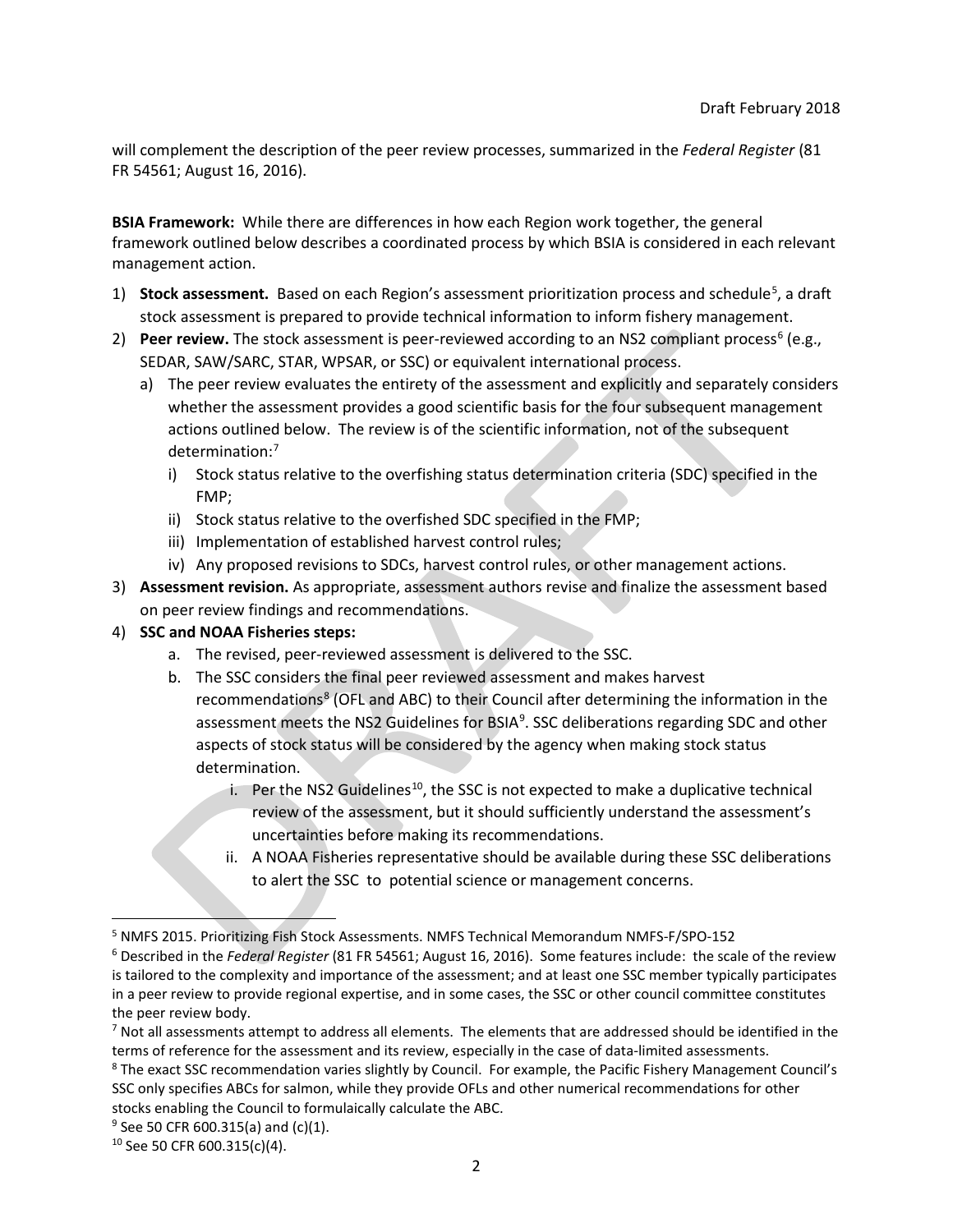will complement the description of the peer review processes, summarized in the *Federal Register* (81 FR 54561; August 16, 2016).

**BSIA Framework:** While there are differences in how each Region work together, the general framework outlined below describes a coordinated process by which BSIA is considered in each relevant management action.

1) **Stock assessment.** Based on each Region's assessment prioritization process and schedule[5], a draft stock assessment is prepared to provide technical information to inform fishery management.
2) **Peer review.** The stock assessment is peer-reviewed according to an NS2 compliant process[6] (e.g., SEDAR, SAW/SARC, STAR, WPSAR, or SSC) or equivalent international process.
   a) The peer review evaluates the entirety of the assessment and explicitly and separately considers whether the assessment provides a good scientific basis for the four subsequent management actions outlined below. The review is of the scientific information, not of the subsequent determination:[7]
      i) Stock status relative to the overfishing status determination criteria (SDC) specified in the FMP;
      ii) Stock status relative to the overfished SDC specified in the FMP;
      iii) Implementation of established harvest control rules;
      iv) Any proposed revisions to SDCs, harvest control rules, or other management actions.
3) **Assessment revision.** As appropriate, assessment authors revise and finalize the assessment based on peer review findings and recommendations.
4) **SSC and NOAA Fisheries steps:**
   a. The revised, peer-reviewed assessment is delivered to the SSC.
   b. The SSC considers the final peer reviewed assessment and makes harvest recommendations[8] (OFL and ABC) to their Council after determining the information in the assessment meets the NS2 Guidelines for BSIA[9]. SSC deliberations regarding SDC and other aspects of stock status will be considered by the agency when making stock status determination.
      i. Per the NS2 Guidelines[10], the SSC is not expected to make a duplicative technical review of the assessment, but it should sufficiently understand the assessment's uncertainties before making its recommendations.
      ii. A NOAA Fisheries representative should be available during these SSC deliberations to alert the SSC to potential science or management concerns.

---

[5] NMFS 2015. Prioritizing Fish Stock Assessments. NMFS Technical Memorandum NMFS-F/SPO-152

[6] Described in the *Federal Register* (81 FR 54561; August 16, 2016). Some features include: the scale of the review is tailored to the complexity and importance of the assessment; and at least one SSC member typically participates in a peer review to provide regional expertise, and in some cases, the SSC or other council committee constitutes the peer review body.

[7] Not all assessments attempt to address all elements. The elements that are addressed should be identified in the terms of reference for the assessment and its review, especially in the case of data-limited assessments.

[8] The exact SSC recommendation varies slightly by Council. For example, the Pacific Fishery Management Council's SSC only specifies ABCs for salmon, while they provide OFLs and other numerical recommendations for other stocks enabling the Council to formulaically calculate the ABC.

[9] See 50 CFR 600.315(a) and (c)(1).

[10] See 50 CFR 600.315(c)(4).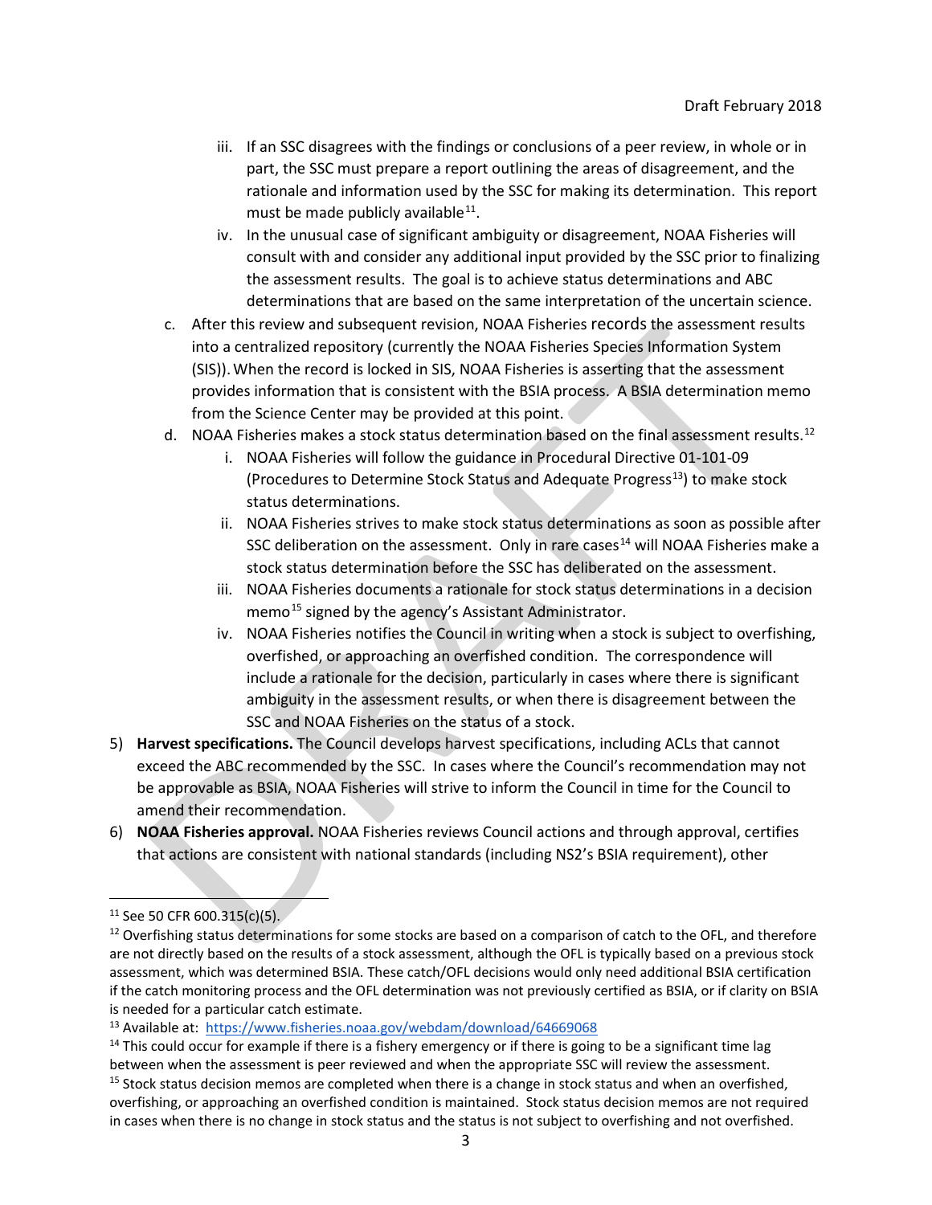iii. If an SSC disagrees with the findings or conclusions of a peer review, in whole or in part, the SSC must prepare a report outlining the areas of disagreement, and the rationale and information used by the SSC for making its determination. This report must be made publicly available[11].

iv. In the unusual case of significant ambiguity or disagreement, NOAA Fisheries will consult with and consider any additional input provided by the SSC prior to finalizing the assessment results. The goal is to achieve status determinations and ABC determinations that are based on the same interpretation of the uncertain science.

c. After this review and subsequent revision, NOAA Fisheries records the assessment results into a centralized repository (currently the NOAA Fisheries Species Information System (SIS)). When the record is locked in SIS, NOAA Fisheries is asserting that the assessment provides information that is consistent with the BSIA process. A BSIA determination memo from the Science Center may be provided at this point.

d. NOAA Fisheries makes a stock status determination based on the final assessment results.[12]

   i. NOAA Fisheries will follow the guidance in Procedural Directive 01-101-09 (Procedures to Determine Stock Status and Adequate Progress[13]) to make stock status determinations.

   ii. NOAA Fisheries strives to make stock status determinations as soon as possible after SSC deliberation on the assessment. Only in rare cases[14] will NOAA Fisheries make a stock status determination before the SSC has deliberated on the assessment.

   iii. NOAA Fisheries documents a rationale for stock status determinations in a decision memo[15] signed by the agency's Assistant Administrator.

   iv. NOAA Fisheries notifies the Council in writing when a stock is subject to overfishing, overfished, or approaching an overfished condition. The correspondence will include a rationale for the decision, particularly in cases where there is significant ambiguity in the assessment results, or when there is disagreement between the SSC and NOAA Fisheries on the status of a stock.

5) **Harvest specifications.** The Council develops harvest specifications, including ACLs that cannot exceed the ABC recommended by the SSC. In cases where the Council's recommendation may not be approvable as BSIA, NOAA Fisheries will strive to inform the Council in time for the Council to amend their recommendation.

6) **NOAA Fisheries approval.** NOAA Fisheries reviews Council actions and through approval, certifies that actions are consistent with national standards (including NS2's BSIA requirement), other

---

[11] See 50 CFR 600.315(c)(5).

[12] Overfishing status determinations for some stocks are based on a comparison of catch to the OFL, and therefore are not directly based on the results of a stock assessment, although the OFL is typically based on a previous stock assessment, which was determined BSIA. These catch/OFL decisions would only need additional BSIA certification if the catch monitoring process and the OFL determination was not previously certified as BSIA, or if clarity on BSIA is needed for a particular catch estimate.

[13] Available at: https://www.fisheries.noaa.gov/webdam/download/64669068

[14] This could occur for example if there is a fishery emergency or if there is going to be a significant time lag between when the assessment is peer reviewed and when the appropriate SSC will review the assessment.

[15] Stock status decision memos are completed when there is a change in stock status and when an overfished, overfishing, or approaching an overfished condition is maintained. Stock status decision memos are not required in cases when there is no change in stock status and the status is not subject to overfishing and not overfished.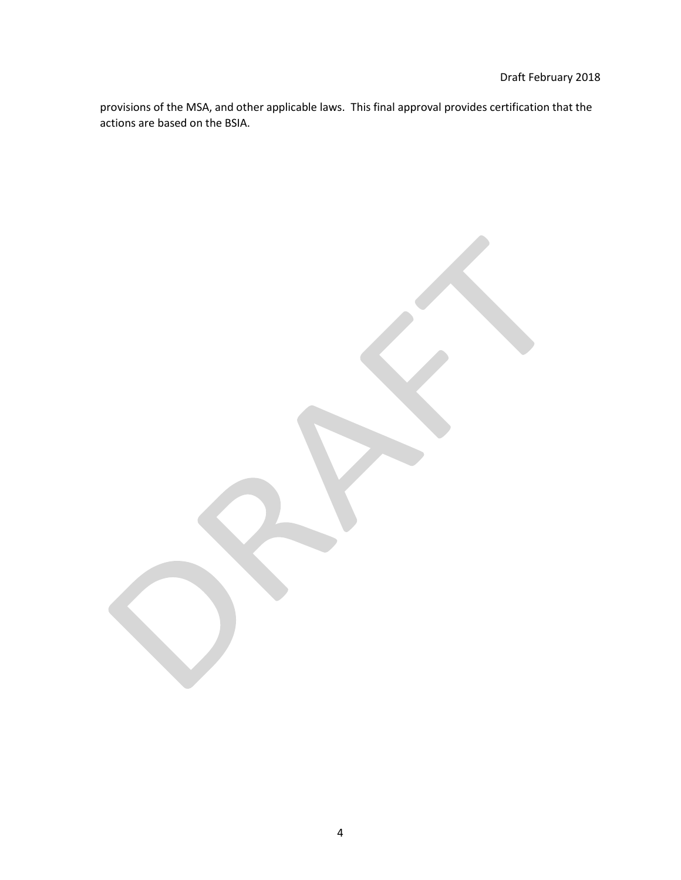provisions of the MSA, and other applicable laws. This final approval provides certification that the actions are based on the BSIA.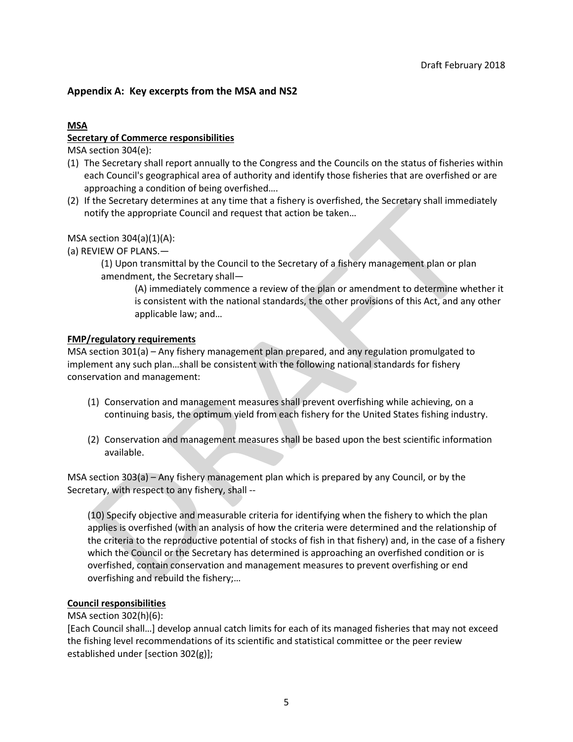## Appendix A: Key excerpts from the MSA and NS2

**MSA**

**Secretary of Commerce responsibilities**

MSA section 304(e):

(1) The Secretary shall report annually to the Congress and the Councils on the status of fisheries within each Council's geographical area of authority and identify those fisheries that are overfished or are approaching a condition of being overfished….

(2) If the Secretary determines at any time that a fishery is overfished, the Secretary shall immediately notify the appropriate Council and request that action be taken…

MSA section 304(a)(1)(A):

(a) REVIEW OF PLANS.—

> (1) Upon transmittal by the Council to the Secretary of a fishery management plan or plan amendment, the Secretary shall—
>
> > (A) immediately commence a review of the plan or amendment to determine whether it is consistent with the national standards, the other provisions of this Act, and any other applicable law; and…

**FMP/regulatory requirements**

MSA section 301(a) – Any fishery management plan prepared, and any regulation promulgated to implement any such plan…shall be consistent with the following national standards for fishery conservation and management:

(1) Conservation and management measures shall prevent overfishing while achieving, on a continuing basis, the optimum yield from each fishery for the United States fishing industry.

(2) Conservation and management measures shall be based upon the best scientific information available.

MSA section 303(a) – Any fishery management plan which is prepared by any Council, or by the Secretary, with respect to any fishery, shall --

> (10) Specify objective and measurable criteria for identifying when the fishery to which the plan applies is overfished (with an analysis of how the criteria were determined and the relationship of the criteria to the reproductive potential of stocks of fish in that fishery) and, in the case of a fishery which the Council or the Secretary has determined is approaching an overfished condition or is overfished, contain conservation and management measures to prevent overfishing or end overfishing and rebuild the fishery;…

**Council responsibilities**

MSA section 302(h)(6):

[Each Council shall…] develop annual catch limits for each of its managed fisheries that may not exceed the fishing level recommendations of its scientific and statistical committee or the peer review established under [section 302(g)];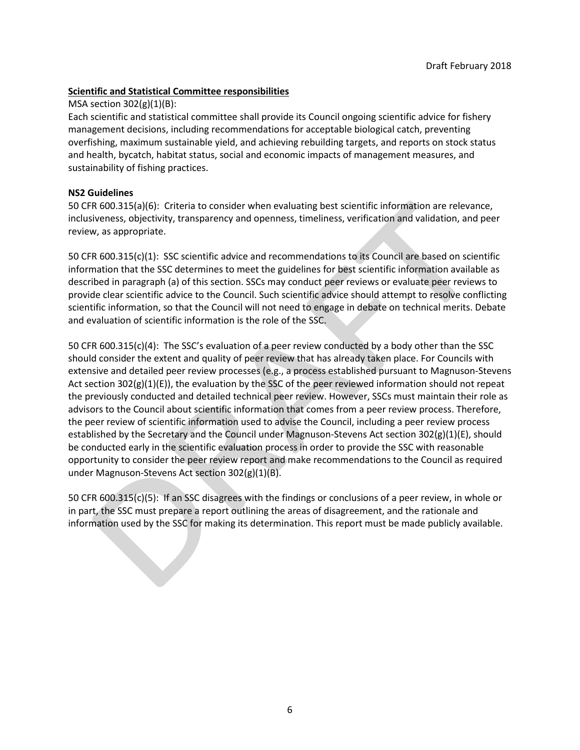**Scientific and Statistical Committee responsibilities**

MSA section 302(g)(1)(B):

Each scientific and statistical committee shall provide its Council ongoing scientific advice for fishery management decisions, including recommendations for acceptable biological catch, preventing overfishing, maximum sustainable yield, and achieving rebuilding targets, and reports on stock status and health, bycatch, habitat status, social and economic impacts of management measures, and sustainability of fishing practices.

**NS2 Guidelines**

50 CFR 600.315(a)(6): Criteria to consider when evaluating best scientific information are relevance, inclusiveness, objectivity, transparency and openness, timeliness, verification and validation, and peer review, as appropriate.

50 CFR 600.315(c)(1): SSC scientific advice and recommendations to its Council are based on scientific information that the SSC determines to meet the guidelines for best scientific information available as described in paragraph (a) of this section. SSCs may conduct peer reviews or evaluate peer reviews to provide clear scientific advice to the Council. Such scientific advice should attempt to resolve conflicting scientific information, so that the Council will not need to engage in debate on technical merits. Debate and evaluation of scientific information is the role of the SSC.

50 CFR 600.315(c)(4): The SSC's evaluation of a peer review conducted by a body other than the SSC should consider the extent and quality of peer review that has already taken place. For Councils with extensive and detailed peer review processes (e.g., a process established pursuant to Magnuson-Stevens Act section 302(g)(1)(E)), the evaluation by the SSC of the peer reviewed information should not repeat the previously conducted and detailed technical peer review. However, SSCs must maintain their role as advisors to the Council about scientific information that comes from a peer review process. Therefore, the peer review of scientific information used to advise the Council, including a peer review process established by the Secretary and the Council under Magnuson-Stevens Act section 302(g)(1)(E), should be conducted early in the scientific evaluation process in order to provide the SSC with reasonable opportunity to consider the peer review report and make recommendations to the Council as required under Magnuson-Stevens Act section 302(g)(1)(B).

50 CFR 600.315(c)(5): If an SSC disagrees with the findings or conclusions of a peer review, in whole or in part, the SSC must prepare a report outlining the areas of disagreement, and the rationale and information used by the SSC for making its determination. This report must be made publicly available.